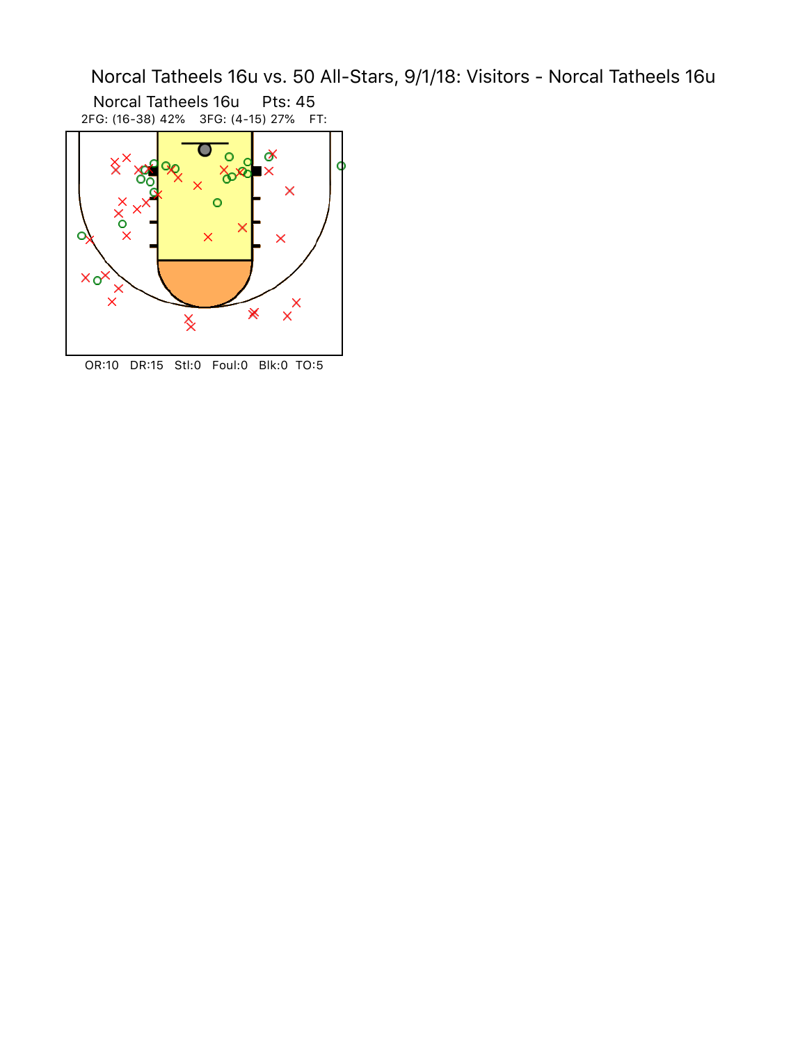# Norcal Tatheels 16u vs. 50 All-Stars, 9/1/18: Visitors - Norcal Tatheels 16u

Norcal Tatheels 16u Pts: 45

2FG: (16-38) 42% 3FG: (4-15) 27% FT:

OR:10 DR:15 Stl:0 Foul:0 Blk:0 TO:5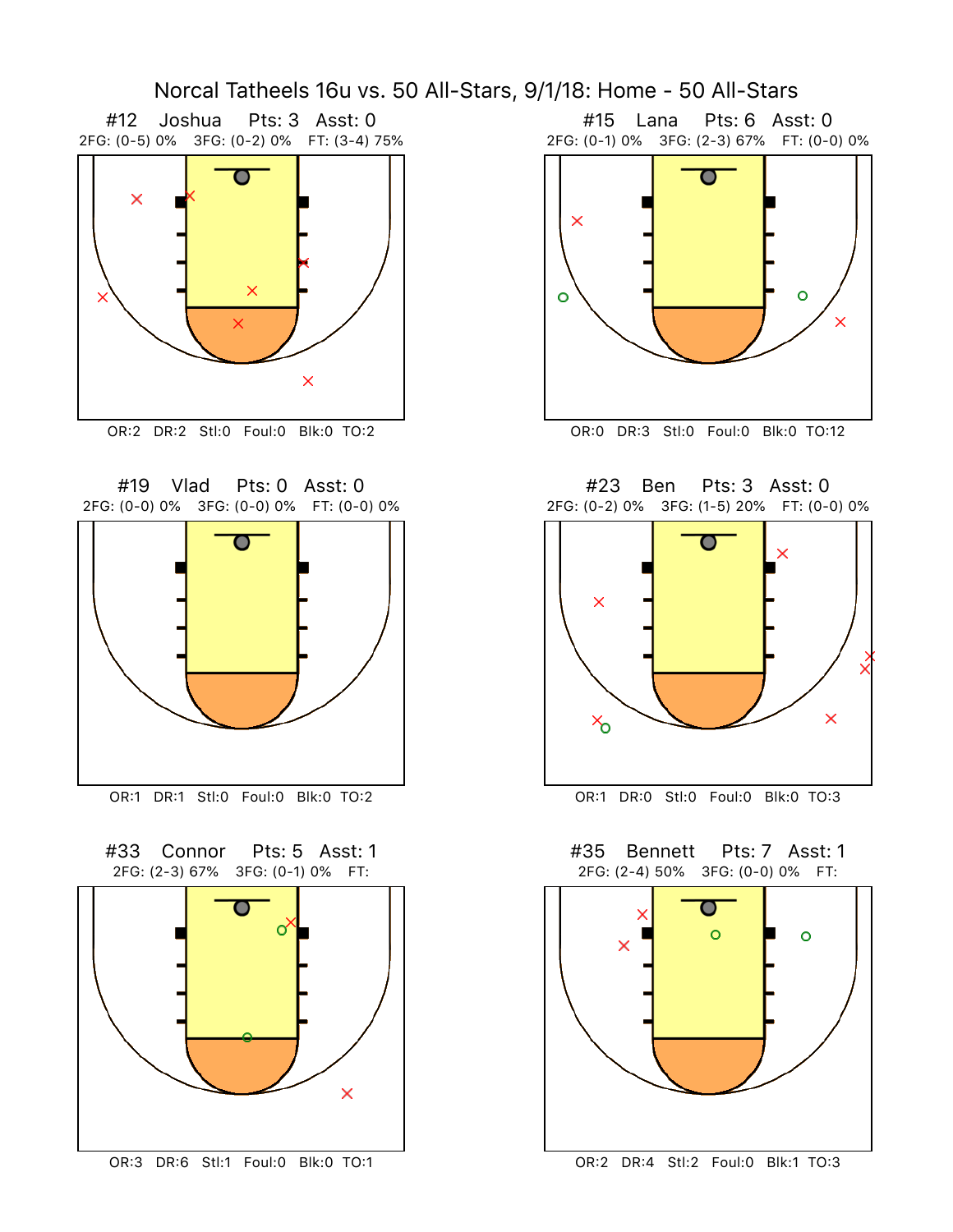# Norcal Tatheels 16u vs. 50 All-Stars, 9/1/18: Home - 50 All-Stars

## #12 Joshua Pts: 3 Asst: 0

2FG: (0-5) 0% 3FG: (0-2) 0% FT: (3-4) 75%

OR:2 DR:2 Stl:0 Foul:0 Blk:0 TO:2

## #15 Lana Pts: 6 Asst: 0

2FG: (0-1) 0% 3FG: (2-3) 67% FT: (0-0) 0%

OR:0 DR:3 Stl:0 Foul:0 Blk:0 TO:12

## #19 Vlad Pts: 0 Asst: 0

2FG: (0-0) 0% 3FG: (0-0) 0% FT: (0-0) 0%

OR:1 DR:1 Stl:0 Foul:0 Blk:0 TO:2

## #23 Ben Pts: 3 Asst: 0

2FG: (0-2) 0% 3FG: (1-5) 20% FT: (0-0) 0%

OR:1 DR:0 Stl:0 Foul:0 Blk:0 TO:3

## #33 Connor Pts: 5 Asst: 1

2FG: (2-3) 67% 3FG: (0-1) 0% FT:

OR:3 DR:6 Stl:1 Foul:0 Blk:0 TO:1

## #35 Bennett Pts: 7 Asst: 1

2FG: (2-4) 50% 3FG: (0-0) 0% FT:

OR:2 DR:4 Stl:2 Foul:0 Blk:1 TO:3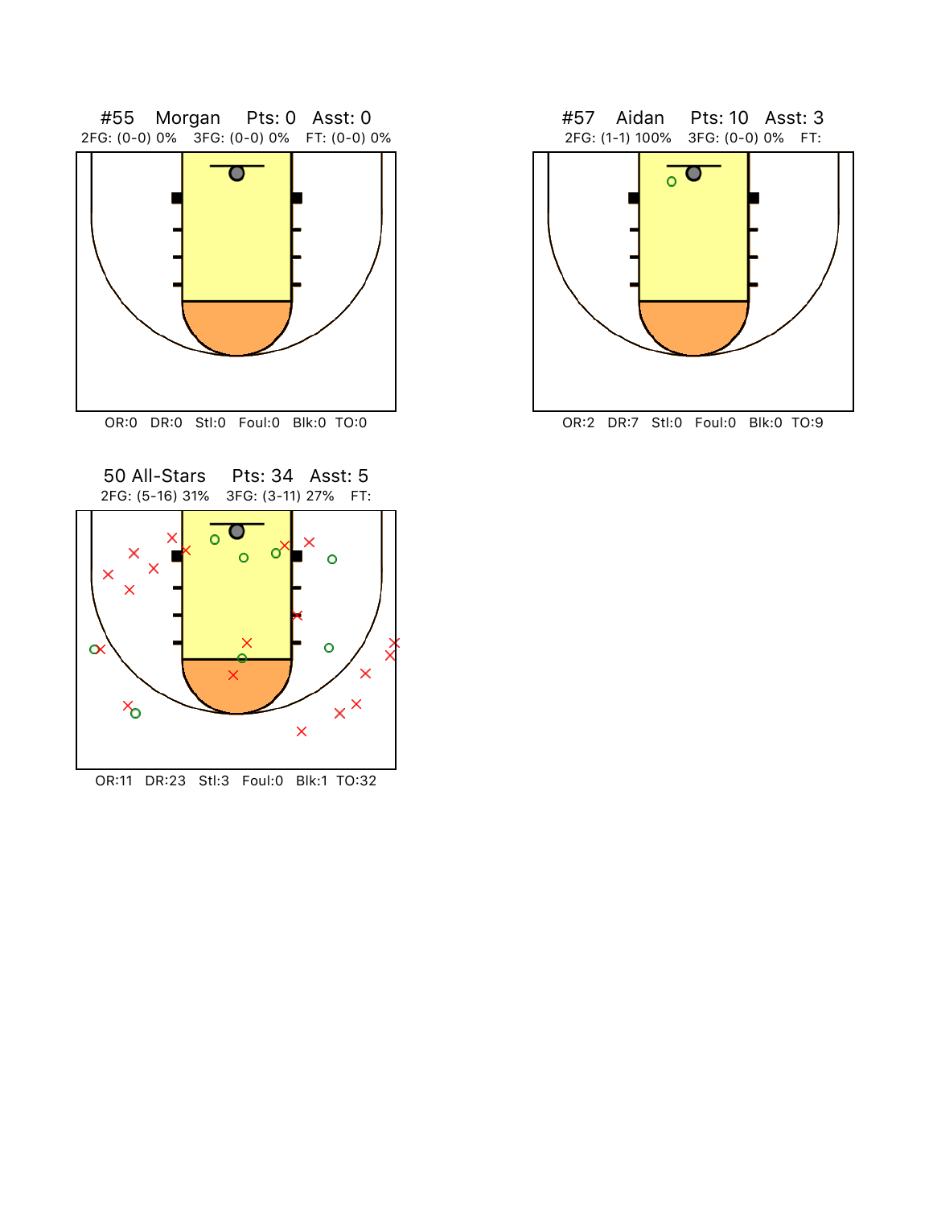#55 Morgan Pts: 0 Asst: 0

2FG: (0-0) 0% 3FG: (0-0) 0% FT: (0-0) 0%

OR:0 DR:0 Stl:0 Foul:0 Blk:0 TO:0

#57 Aidan Pts: 10 Asst: 3

2FG: (1-1) 100% 3FG: (0-0) 0% FT:

OR:2 DR:7 Stl:0 Foul:0 Blk:0 TO:9

50 All-Stars Pts: 34 Asst: 5

2FG: (5-16) 31% 3FG: (3-11) 27% FT:

OR:11 DR:23 Stl:3 Foul:0 Blk:1 TO:32